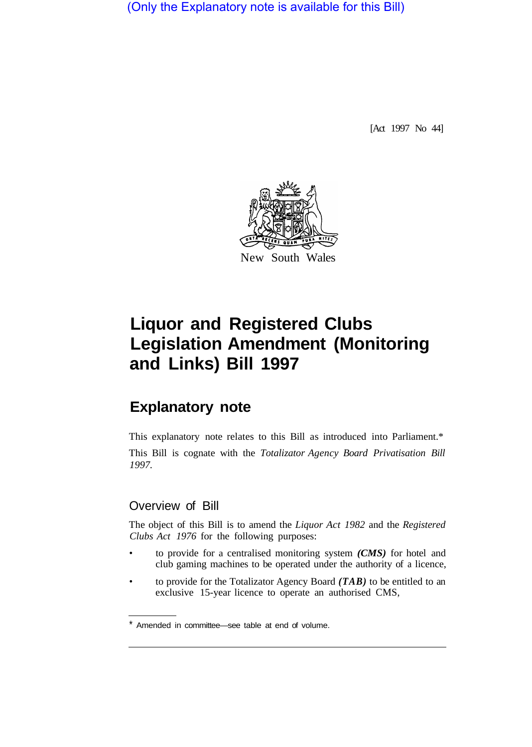(Only the Explanatory note is available for this Bill)

[Act 1997 No 44]

New South Wales

# Liquor and Registered Clubs Legislation Amendment (Monitoring and Links) Bill 1997

## Explanatory note

This explanatory note relates to this Bill as introduced into Parliament.*

This Bill is cognate with the *Totalizator Agency Board Privatisation Bill 1997*.

### Overview of Bill

The object of this Bill is to amend the *Liquor Act 1982* and the *Registered Clubs Act 1976* for the following purposes:

- to provide for a centralised monitoring system ***(CMS)*** for hotel and club gaming machines to be operated under the authority of a licence,
- to provide for the Totalizator Agency Board ***(TAB)*** to be entitled to an exclusive 15-year licence to operate an authorised CMS,

---

* Amended in committee—see table at end of volume.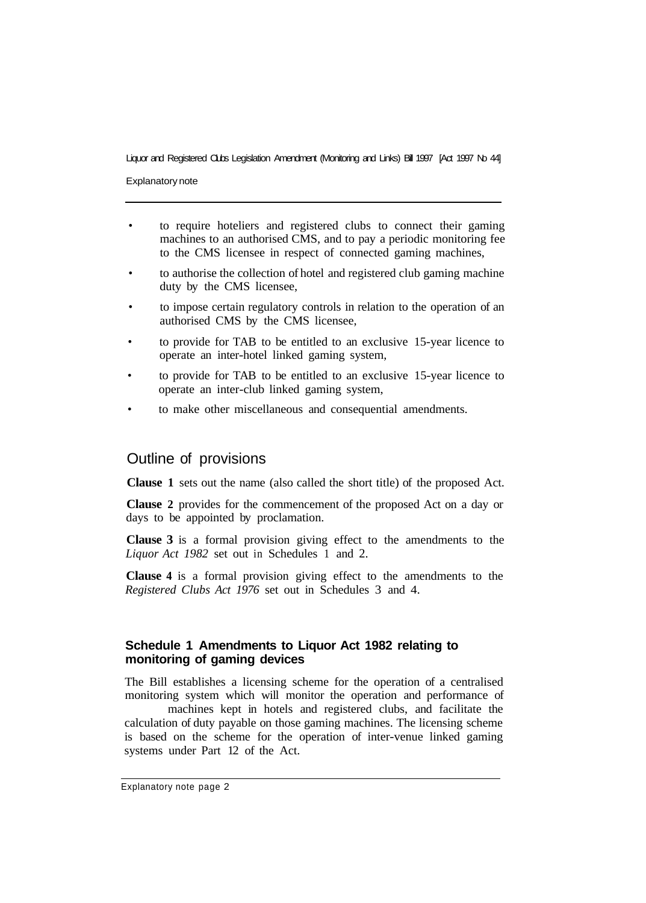- to require hoteliers and registered clubs to connect their gaming machines to an authorised CMS, and to pay a periodic monitoring fee to the CMS licensee in respect of connected gaming machines,
- to authorise the collection of hotel and registered club gaming machine duty by the CMS licensee,
- to impose certain regulatory controls in relation to the operation of an authorised CMS by the CMS licensee,
- to provide for TAB to be entitled to an exclusive 15-year licence to operate an inter-hotel linked gaming system,
- to provide for TAB to be entitled to an exclusive 15-year licence to operate an inter-club linked gaming system,
- to make other miscellaneous and consequential amendments.

## Outline of provisions

**Clause 1** sets out the name (also called the short title) of the proposed Act.

**Clause 2** provides for the commencement of the proposed Act on a day or days to be appointed by proclamation.

**Clause 3** is a formal provision giving effect to the amendments to the *Liquor Act 1982* set out in Schedules 1 and 2.

**Clause 4** is a formal provision giving effect to the amendments to the *Registered Clubs Act 1976* set out in Schedules 3 and 4.

### Schedule 1 Amendments to Liquor Act 1982 relating to monitoring of gaming devices

The Bill establishes a licensing scheme for the operation of a centralised monitoring system which will monitor the operation and performance of machines kept in hotels and registered clubs, and facilitate the calculation of duty payable on those gaming machines. The licensing scheme is based on the scheme for the operation of inter-venue linked gaming systems under Part 12 of the Act.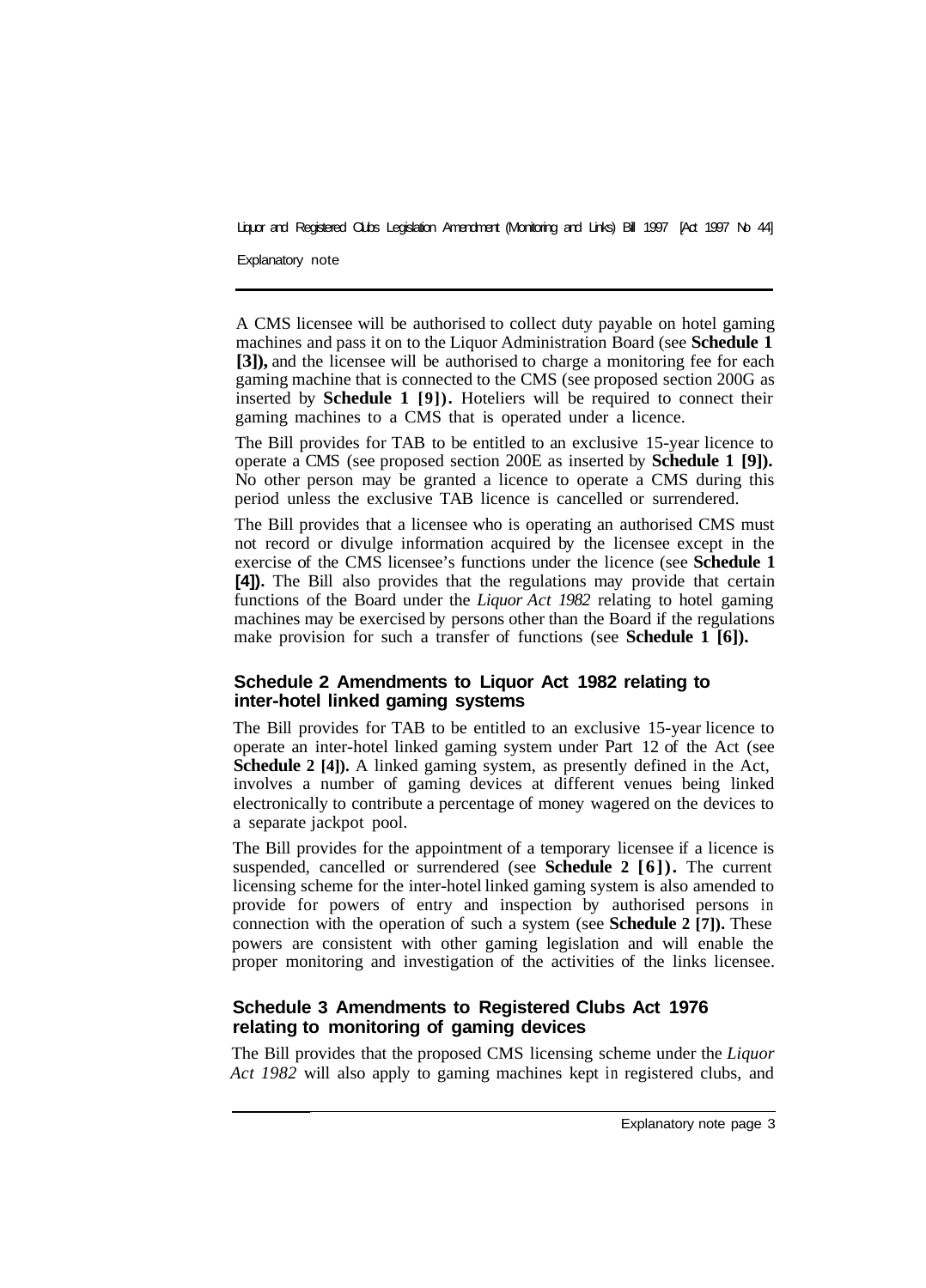A CMS licensee will be authorised to collect duty payable on hotel gaming machines and pass it on to the Liquor Administration Board (see **Schedule 1 [3]),** and the licensee will be authorised to charge a monitoring fee for each gaming machine that is connected to the CMS (see proposed section 200G as inserted by **Schedule 1 [9]).** Hoteliers will be required to connect their gaming machines to a CMS that is operated under a licence.

The Bill provides for TAB to be entitled to an exclusive 15-year licence to operate a CMS (see proposed section 200E as inserted by **Schedule 1 [9]).** No other person may be granted a licence to operate a CMS during this period unless the exclusive TAB licence is cancelled or surrendered.

The Bill provides that a licensee who is operating an authorised CMS must not record or divulge information acquired by the licensee except in the exercise of the CMS licensee's functions under the licence (see **Schedule 1 [4]).** The Bill also provides that the regulations may provide that certain functions of the Board under the *Liquor Act 1982* relating to hotel gaming machines may be exercised by persons other than the Board if the regulations make provision for such a transfer of functions (see **Schedule 1 [6]).**

### Schedule 2 Amendments to Liquor Act 1982 relating to inter-hotel linked gaming systems

The Bill provides for TAB to be entitled to an exclusive 15-year licence to operate an inter-hotel linked gaming system under Part 12 of the Act (see **Schedule 2 [4]).** A linked gaming system, as presently defined in the Act, involves a number of gaming devices at different venues being linked electronically to contribute a percentage of money wagered on the devices to a separate jackpot pool.

The Bill provides for the appointment of a temporary licensee if a licence is suspended, cancelled or surrendered (see **Schedule 2 [6]).** The current licensing scheme for the inter-hotel linked gaming system is also amended to provide for powers of entry and inspection by authorised persons in connection with the operation of such a system (see **Schedule 2 [7]).** These powers are consistent with other gaming legislation and will enable the proper monitoring and investigation of the activities of the links licensee.

### Schedule 3 Amendments to Registered Clubs Act 1976 relating to monitoring of gaming devices

The Bill provides that the proposed CMS licensing scheme under the *Liquor Act 1982* will also apply to gaming machines kept in registered clubs, and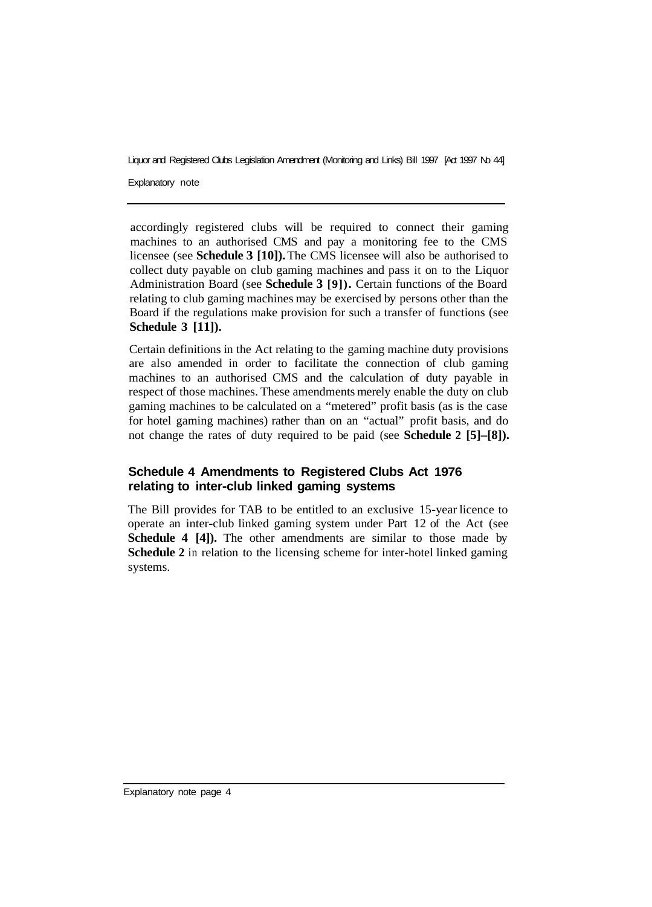accordingly registered clubs will be required to connect their gaming machines to an authorised CMS and pay a monitoring fee to the CMS licensee (see **Schedule 3 [10]).** The CMS licensee will also be authorised to collect duty payable on club gaming machines and pass it on to the Liquor Administration Board (see **Schedule 3 [9]).** Certain functions of the Board relating to club gaming machines may be exercised by persons other than the Board if the regulations make provision for such a transfer of functions (see **Schedule 3 [11]).**

Certain definitions in the Act relating to the gaming machine duty provisions are also amended in order to facilitate the connection of club gaming machines to an authorised CMS and the calculation of duty payable in respect of those machines. These amendments merely enable the duty on club gaming machines to be calculated on a "metered" profit basis (as is the case for hotel gaming machines) rather than on an "actual" profit basis, and do not change the rates of duty required to be paid (see **Schedule 2 [5]–[8]).**

### Schedule 4 Amendments to Registered Clubs Act 1976 relating to inter-club linked gaming systems

The Bill provides for TAB to be entitled to an exclusive 15-year licence to operate an inter-club linked gaming system under Part 12 of the Act (see **Schedule 4 [4]).** The other amendments are similar to those made by **Schedule 2** in relation to the licensing scheme for inter-hotel linked gaming systems.